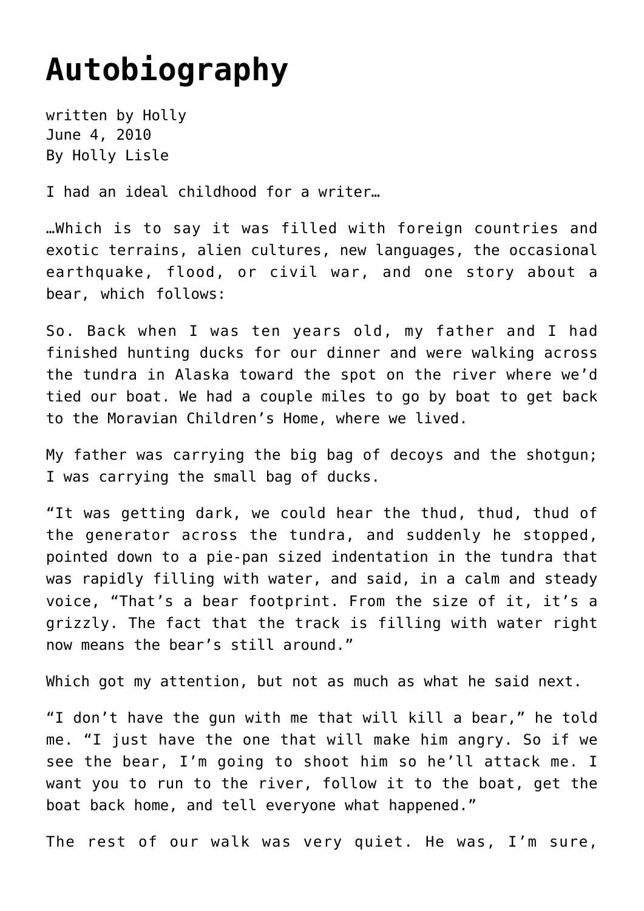# Autobiography

written by Holly
June 4, 2010
By Holly Lisle

I had an ideal childhood for a writer…

…Which is to say it was filled with foreign countries and exotic terrains, alien cultures, new languages, the occasional earthquake, flood, or civil war, and one story about a bear, which follows:

So. Back when I was ten years old, my father and I had finished hunting ducks for our dinner and were walking across the tundra in Alaska toward the spot on the river where we'd tied our boat. We had a couple miles to go by boat to get back to the Moravian Children's Home, where we lived.

My father was carrying the big bag of decoys and the shotgun; I was carrying the small bag of ducks.

"It was getting dark, we could hear the thud, thud, thud of the generator across the tundra, and suddenly he stopped, pointed down to a pie-pan sized indentation in the tundra that was rapidly filling with water, and said, in a calm and steady voice, "That's a bear footprint. From the size of it, it's a grizzly. The fact that the track is filling with water right now means the bear's still around."

Which got my attention, but not as much as what he said next.

"I don't have the gun with me that will kill a bear," he told me. "I just have the one that will make him angry. So if we see the bear, I'm going to shoot him so he'll attack me. I want you to run to the river, follow it to the boat, get the boat back home, and tell everyone what happened."

The rest of our walk was very quiet. He was, I'm sure,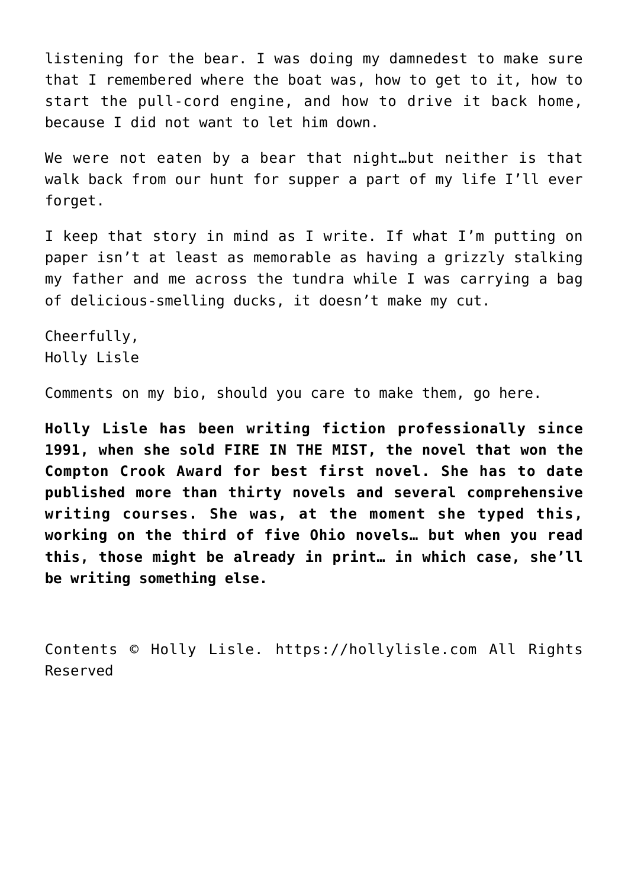listening for the bear. I was doing my damnedest to make sure that I remembered where the boat was, how to get to it, how to start the pull-cord engine, and how to drive it back home, because I did not want to let him down.

We were not eaten by a bear that night…but neither is that walk back from our hunt for supper a part of my life I'll ever forget.

I keep that story in mind as I write. If what I'm putting on paper isn't at least as memorable as having a grizzly stalking my father and me across the tundra while I was carrying a bag of delicious-smelling ducks, it doesn't make my cut.

Cheerfully,
Holly Lisle

Comments on my bio, should you care to make them, go here.

**Holly Lisle has been writing fiction professionally since 1991, when she sold FIRE IN THE MIST, the novel that won the Compton Crook Award for best first novel. She has to date published more than thirty novels and several comprehensive writing courses. She was, at the moment she typed this, working on the third of five Ohio novels… but when you read this, those might be already in print… in which case, she'll be writing something else.**

Contents © Holly Lisle. https://hollylisle.com All Rights Reserved